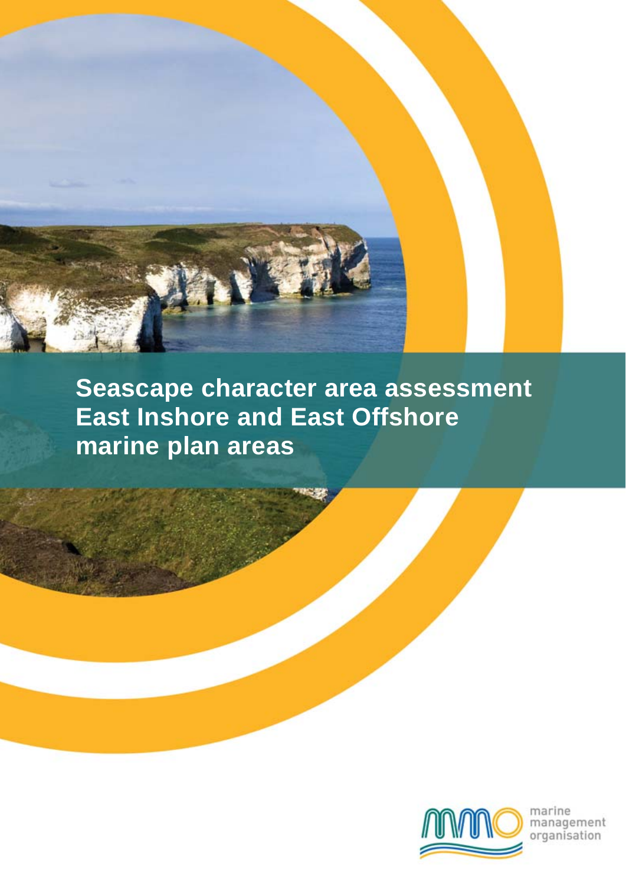# Seascape character area assessment East Inshore and East Offshore marine plan areas

marine
management
organisation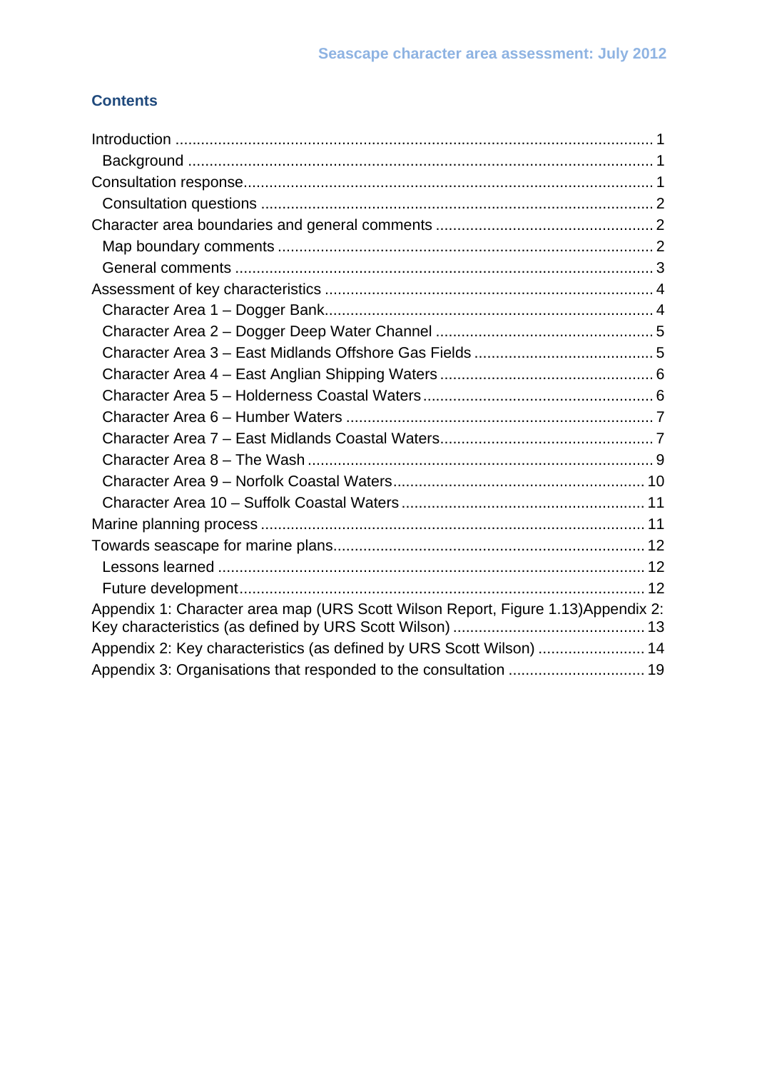## Contents

Introduction ........................................................................................................ 1
  Background ...................................................................................................... 1
Consultation response.......................................................................................... 1
  Consultation questions ...................................................................................... 2
Character area boundaries and general comments ................................................. 2
  Map boundary comments .................................................................................. 2
  General comments ............................................................................................ 3
Assessment of key characteristics ......................................................................... 4
  Character Area 1 – Dogger Bank........................................................................ 4
  Character Area 2 – Dogger Deep Water Channel ................................................ 5
  Character Area 3 – East Midlands Offshore Gas Fields ........................................ 5
  Character Area 4 – East Anglian Shipping Waters ............................................... 6
  Character Area 5 – Holderness Coastal Waters ................................................... 6
  Character Area 6 – Humber Waters .................................................................... 7
  Character Area 7 – East Midlands Coastal Waters................................................ 7
  Character Area 8 – The Wash ............................................................................ 9
  Character Area 9 – Norfolk Coastal Waters........................................................ 10
  Character Area 10 – Suffolk Coastal Waters ...................................................... 11
Marine planning process ...................................................................................... 11
Towards seascape for marine plans...................................................................... 12
  Lessons learned ................................................................................................ 12
  Future development.......................................................................................... 12
Appendix 1: Character area map (URS Scott Wilson Report, Figure 1.13)Appendix 2: Key characteristics (as defined by URS Scott Wilson) ......................................... 13
Appendix 2: Key characteristics (as defined by URS Scott Wilson) ......................... 14
Appendix 3: Organisations that responded to the consultation ............................... 19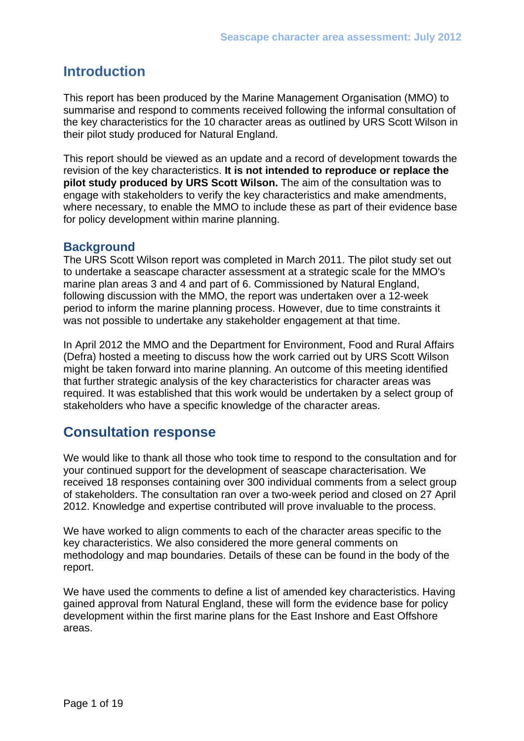## Introduction

This report has been produced by the Marine Management Organisation (MMO) to summarise and respond to comments received following the informal consultation of the key characteristics for the 10 character areas as outlined by URS Scott Wilson in their pilot study produced for Natural England.

This report should be viewed as an update and a record of development towards the revision of the key characteristics. **It is not intended to reproduce or replace the pilot study produced by URS Scott Wilson.** The aim of the consultation was to engage with stakeholders to verify the key characteristics and make amendments, where necessary, to enable the MMO to include these as part of their evidence base for policy development within marine planning.

### Background

The URS Scott Wilson report was completed in March 2011. The pilot study set out to undertake a seascape character assessment at a strategic scale for the MMO's marine plan areas 3 and 4 and part of 6. Commissioned by Natural England, following discussion with the MMO, the report was undertaken over a 12-week period to inform the marine planning process. However, due to time constraints it was not possible to undertake any stakeholder engagement at that time.

In April 2012 the MMO and the Department for Environment, Food and Rural Affairs (Defra) hosted a meeting to discuss how the work carried out by URS Scott Wilson might be taken forward into marine planning. An outcome of this meeting identified that further strategic analysis of the key characteristics for character areas was required. It was established that this work would be undertaken by a select group of stakeholders who have a specific knowledge of the character areas.

## Consultation response

We would like to thank all those who took time to respond to the consultation and for your continued support for the development of seascape characterisation. We received 18 responses containing over 300 individual comments from a select group of stakeholders. The consultation ran over a two-week period and closed on 27 April 2012. Knowledge and expertise contributed will prove invaluable to the process.

We have worked to align comments to each of the character areas specific to the key characteristics. We also considered the more general comments on methodology and map boundaries. Details of these can be found in the body of the report.

We have used the comments to define a list of amended key characteristics. Having gained approval from Natural England, these will form the evidence base for policy development within the first marine plans for the East Inshore and East Offshore areas.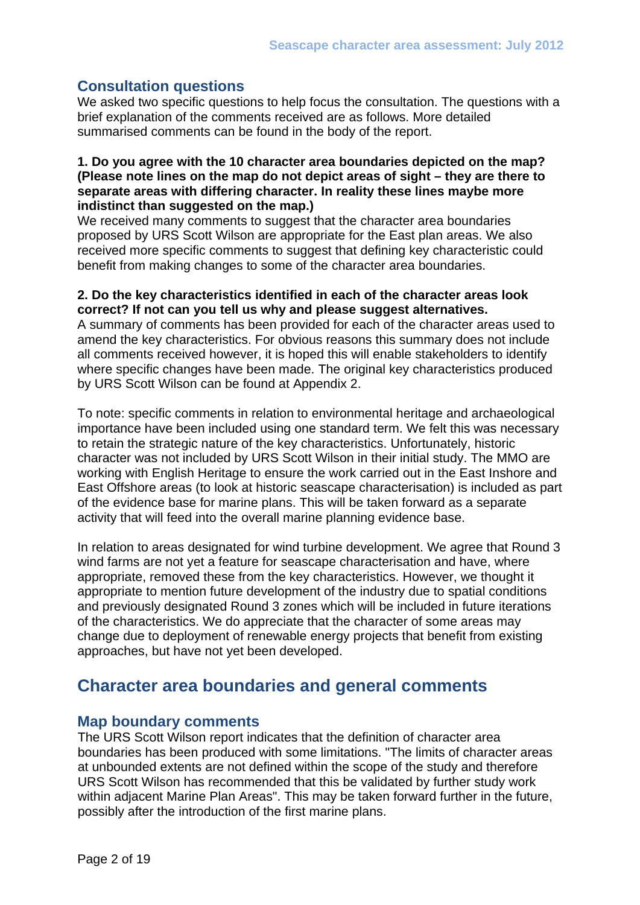## Consultation questions

We asked two specific questions to help focus the consultation. The questions with a brief explanation of the comments received are as follows. More detailed summarised comments can be found in the body of the report.

**1. Do you agree with the 10 character area boundaries depicted on the map? (Please note lines on the map do not depict areas of sight – they are there to separate areas with differing character. In reality these lines maybe more indistinct than suggested on the map.)**

We received many comments to suggest that the character area boundaries proposed by URS Scott Wilson are appropriate for the East plan areas. We also received more specific comments to suggest that defining key characteristic could benefit from making changes to some of the character area boundaries.

**2. Do the key characteristics identified in each of the character areas look correct? If not can you tell us why and please suggest alternatives.**

A summary of comments has been provided for each of the character areas used to amend the key characteristics. For obvious reasons this summary does not include all comments received however, it is hoped this will enable stakeholders to identify where specific changes have been made. The original key characteristics produced by URS Scott Wilson can be found at Appendix 2.

To note: specific comments in relation to environmental heritage and archaeological importance have been included using one standard term. We felt this was necessary to retain the strategic nature of the key characteristics. Unfortunately, historic character was not included by URS Scott Wilson in their initial study. The MMO are working with English Heritage to ensure the work carried out in the East Inshore and East Offshore areas (to look at historic seascape characterisation) is included as part of the evidence base for marine plans. This will be taken forward as a separate activity that will feed into the overall marine planning evidence base.

In relation to areas designated for wind turbine development. We agree that Round 3 wind farms are not yet a feature for seascape characterisation and have, where appropriate, removed these from the key characteristics. However, we thought it appropriate to mention future development of the industry due to spatial conditions and previously designated Round 3 zones which will be included in future iterations of the characteristics. We do appreciate that the character of some areas may change due to deployment of renewable energy projects that benefit from existing approaches, but have not yet been developed.

# Character area boundaries and general comments

## Map boundary comments

The URS Scott Wilson report indicates that the definition of character area boundaries has been produced with some limitations. "The limits of character areas at unbounded extents are not defined within the scope of the study and therefore URS Scott Wilson has recommended that this be validated by further study work within adjacent Marine Plan Areas". This may be taken forward further in the future, possibly after the introduction of the first marine plans.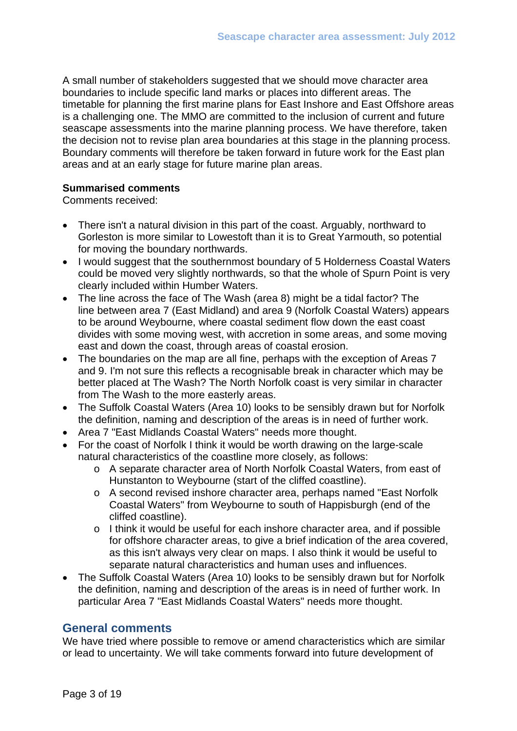A small number of stakeholders suggested that we should move character area boundaries to include specific land marks or places into different areas. The timetable for planning the first marine plans for East Inshore and East Offshore areas is a challenging one. The MMO are committed to the inclusion of current and future seascape assessments into the marine planning process. We have therefore, taken the decision not to revise plan area boundaries at this stage in the planning process. Boundary comments will therefore be taken forward in future work for the East plan areas and at an early stage for future marine plan areas.

**Summarised comments**
Comments received:

- There isn't a natural division in this part of the coast. Arguably, northward to Gorleston is more similar to Lowestoft than it is to Great Yarmouth, so potential for moving the boundary northwards.
- I would suggest that the southernmost boundary of 5 Holderness Coastal Waters could be moved very slightly northwards, so that the whole of Spurn Point is very clearly included within Humber Waters.
- The line across the face of The Wash (area 8) might be a tidal factor? The line between area 7 (East Midland) and area 9 (Norfolk Coastal Waters) appears to be around Weybourne, where coastal sediment flow down the east coast divides with some moving west, with accretion in some areas, and some moving east and down the coast, through areas of coastal erosion.
- The boundaries on the map are all fine, perhaps with the exception of Areas 7 and 9. I'm not sure this reflects a recognisable break in character which may be better placed at The Wash? The North Norfolk coast is very similar in character from The Wash to the more easterly areas.
- The Suffolk Coastal Waters (Area 10) looks to be sensibly drawn but for Norfolk the definition, naming and description of the areas is in need of further work.
- Area 7 "East Midlands Coastal Waters" needs more thought.
- For the coast of Norfolk I think it would be worth drawing on the large-scale natural characteristics of the coastline more closely, as follows:
    - A separate character area of North Norfolk Coastal Waters, from east of Hunstanton to Weybourne (start of the cliffed coastline).
    - A second revised inshore character area, perhaps named "East Norfolk Coastal Waters" from Weybourne to south of Happisburgh (end of the cliffed coastline).
    - I think it would be useful for each inshore character area, and if possible for offshore character areas, to give a brief indication of the area covered, as this isn't always very clear on maps. I also think it would be useful to separate natural characteristics and human uses and influences.
- The Suffolk Coastal Waters (Area 10) looks to be sensibly drawn but for Norfolk the definition, naming and description of the areas is in need of further work. In particular Area 7 "East Midlands Coastal Waters" needs more thought.

## General comments

We have tried where possible to remove or amend characteristics which are similar or lead to uncertainty. We will take comments forward into future development of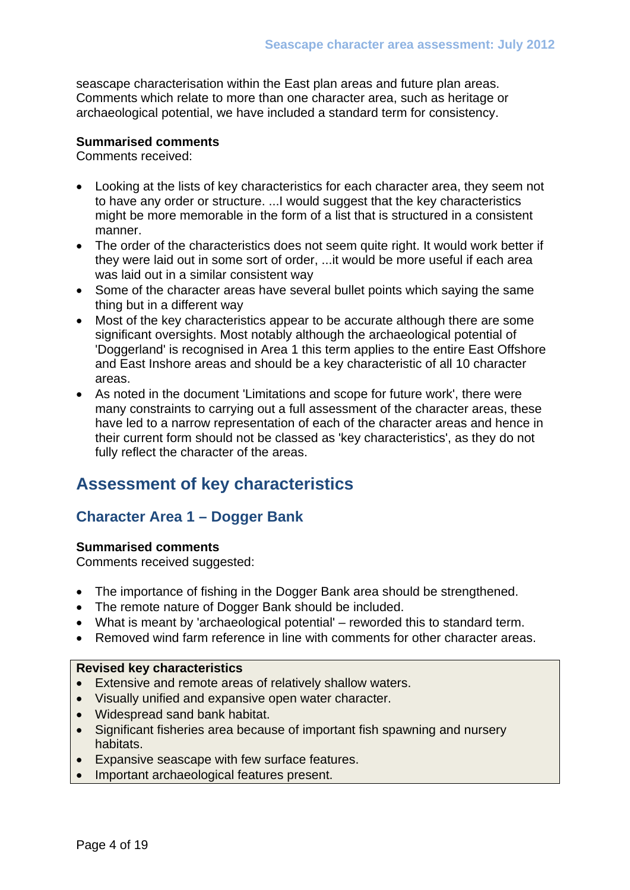seascape characterisation within the East plan areas and future plan areas. Comments which relate to more than one character area, such as heritage or archaeological potential, we have included a standard term for consistency.

**Summarised comments**
Comments received:

- Looking at the lists of key characteristics for each character area, they seem not to have any order or structure. ...I would suggest that the key characteristics might be more memorable in the form of a list that is structured in a consistent manner.
- The order of the characteristics does not seem quite right. It would work better if they were laid out in some sort of order, ...it would be more useful if each area was laid out in a similar consistent way
- Some of the character areas have several bullet points which saying the same thing but in a different way
- Most of the key characteristics appear to be accurate although there are some significant oversights. Most notably although the archaeological potential of 'Doggerland' is recognised in Area 1 this term applies to the entire East Offshore and East Inshore areas and should be a key characteristic of all 10 character areas.
- As noted in the document 'Limitations and scope for future work', there were many constraints to carrying out a full assessment of the character areas, these have led to a narrow representation of each of the character areas and hence in their current form should not be classed as 'key characteristics', as they do not fully reflect the character of the areas.

## Assessment of key characteristics

### Character Area 1 – Dogger Bank

**Summarised comments**
Comments received suggested:

- The importance of fishing in the Dogger Bank area should be strengthened.
- The remote nature of Dogger Bank should be included.
- What is meant by 'archaeological potential' – reworded this to standard term.
- Removed wind farm reference in line with comments for other character areas.

**Revised key characteristics**

- Extensive and remote areas of relatively shallow waters.
- Visually unified and expansive open water character.
- Widespread sand bank habitat.
- Significant fisheries area because of important fish spawning and nursery habitats.
- Expansive seascape with few surface features.
- Important archaeological features present.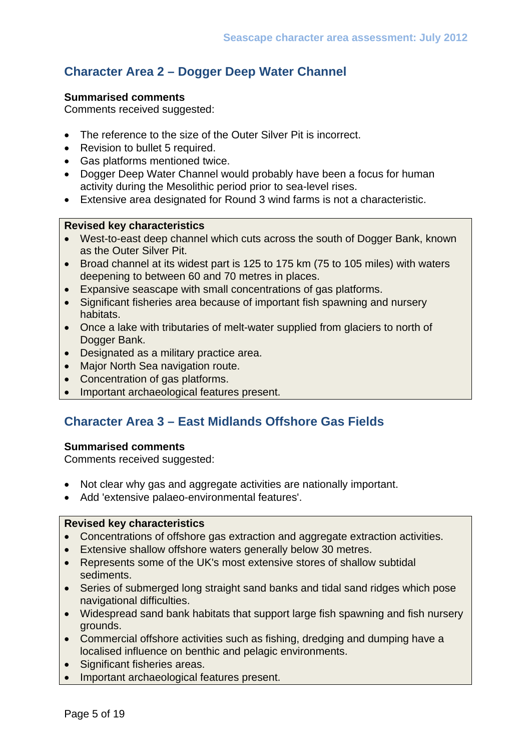## Character Area 2 – Dogger Deep Water Channel

**Summarised comments**
Comments received suggested:

- The reference to the size of the Outer Silver Pit is incorrect.
- Revision to bullet 5 required.
- Gas platforms mentioned twice.
- Dogger Deep Water Channel would probably have been a focus for human activity during the Mesolithic period prior to sea-level rises.
- Extensive area designated for Round 3 wind farms is not a characteristic.

**Revised key characteristics**

- West-to-east deep channel which cuts across the south of Dogger Bank, known as the Outer Silver Pit.
- Broad channel at its widest part is 125 to 175 km (75 to 105 miles) with waters deepening to between 60 and 70 metres in places.
- Expansive seascape with small concentrations of gas platforms.
- Significant fisheries area because of important fish spawning and nursery habitats.
- Once a lake with tributaries of melt-water supplied from glaciers to north of Dogger Bank.
- Designated as a military practice area.
- Major North Sea navigation route.
- Concentration of gas platforms.
- Important archaeological features present.

## Character Area 3 – East Midlands Offshore Gas Fields

**Summarised comments**
Comments received suggested:

- Not clear why gas and aggregate activities are nationally important.
- Add 'extensive palaeo-environmental features'.

**Revised key characteristics**

- Concentrations of offshore gas extraction and aggregate extraction activities.
- Extensive shallow offshore waters generally below 30 metres.
- Represents some of the UK's most extensive stores of shallow subtidal sediments.
- Series of submerged long straight sand banks and tidal sand ridges which pose navigational difficulties.
- Widespread sand bank habitats that support large fish spawning and fish nursery grounds.
- Commercial offshore activities such as fishing, dredging and dumping have a localised influence on benthic and pelagic environments.
- Significant fisheries areas.
- Important archaeological features present.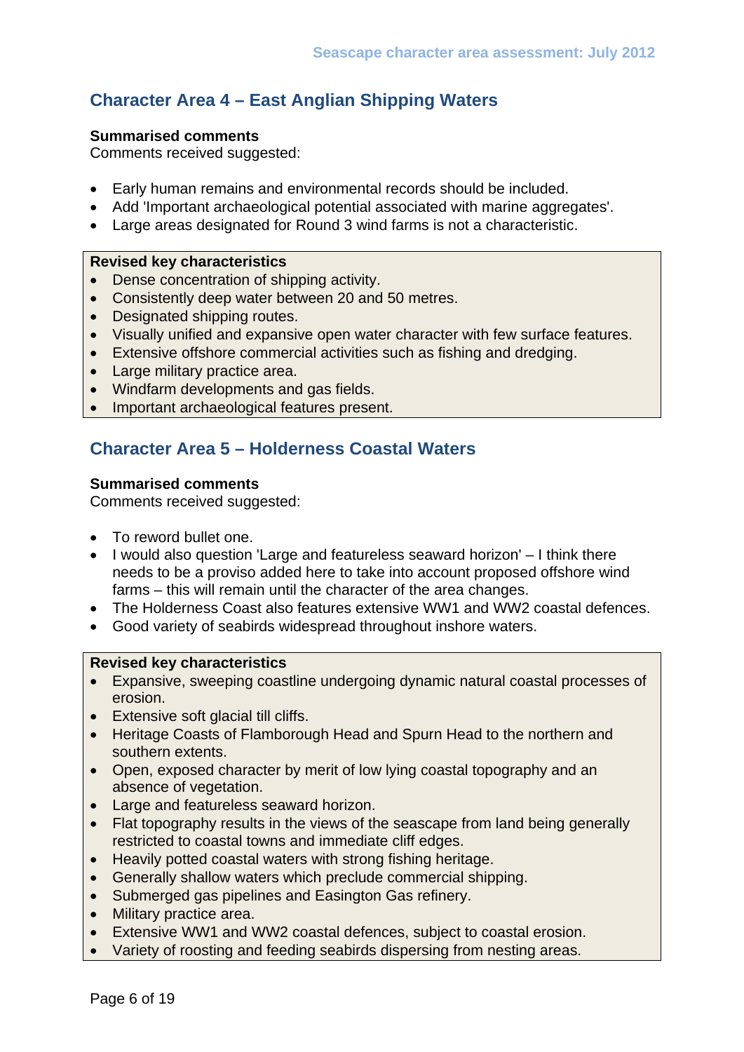## Character Area 4 – East Anglian Shipping Waters

**Summarised comments**
Comments received suggested:

- Early human remains and environmental records should be included.
- Add 'Important archaeological potential associated with marine aggregates'.
- Large areas designated for Round 3 wind farms is not a characteristic.

**Revised key characteristics**

- Dense concentration of shipping activity.
- Consistently deep water between 20 and 50 metres.
- Designated shipping routes.
- Visually unified and expansive open water character with few surface features.
- Extensive offshore commercial activities such as fishing and dredging.
- Large military practice area.
- Windfarm developments and gas fields.
- Important archaeological features present.

## Character Area 5 – Holderness Coastal Waters

**Summarised comments**
Comments received suggested:

- To reword bullet one.
- I would also question 'Large and featureless seaward horizon' – I think there needs to be a proviso added here to take into account proposed offshore wind farms – this will remain until the character of the area changes.
- The Holderness Coast also features extensive WW1 and WW2 coastal defences.
- Good variety of seabirds widespread throughout inshore waters.

**Revised key characteristics**

- Expansive, sweeping coastline undergoing dynamic natural coastal processes of erosion.
- Extensive soft glacial till cliffs.
- Heritage Coasts of Flamborough Head and Spurn Head to the northern and southern extents.
- Open, exposed character by merit of low lying coastal topography and an absence of vegetation.
- Large and featureless seaward horizon.
- Flat topography results in the views of the seascape from land being generally restricted to coastal towns and immediate cliff edges.
- Heavily potted coastal waters with strong fishing heritage.
- Generally shallow waters which preclude commercial shipping.
- Submerged gas pipelines and Easington Gas refinery.
- Military practice area.
- Extensive WW1 and WW2 coastal defences, subject to coastal erosion.
- Variety of roosting and feeding seabirds dispersing from nesting areas.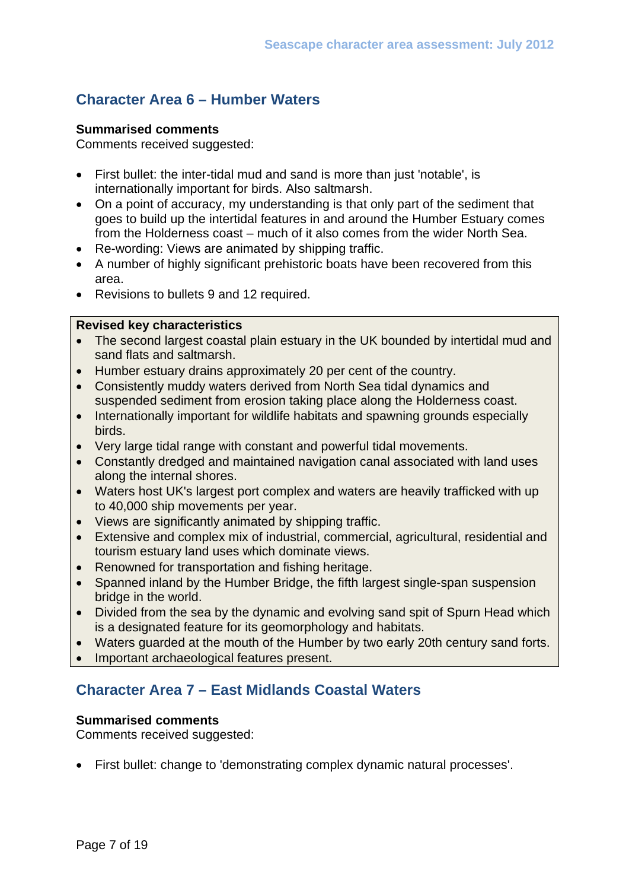## Character Area 6 – Humber Waters

**Summarised comments**
Comments received suggested:

- First bullet: the inter-tidal mud and sand is more than just 'notable', is internationally important for birds. Also saltmarsh.
- On a point of accuracy, my understanding is that only part of the sediment that goes to build up the intertidal features in and around the Humber Estuary comes from the Holderness coast – much of it also comes from the wider North Sea.
- Re-wording: Views are animated by shipping traffic.
- A number of highly significant prehistoric boats have been recovered from this area.
- Revisions to bullets 9 and 12 required.

**Revised key characteristics**

- The second largest coastal plain estuary in the UK bounded by intertidal mud and sand flats and saltmarsh.
- Humber estuary drains approximately 20 per cent of the country.
- Consistently muddy waters derived from North Sea tidal dynamics and suspended sediment from erosion taking place along the Holderness coast.
- Internationally important for wildlife habitats and spawning grounds especially birds.
- Very large tidal range with constant and powerful tidal movements.
- Constantly dredged and maintained navigation canal associated with land uses along the internal shores.
- Waters host UK's largest port complex and waters are heavily trafficked with up to 40,000 ship movements per year.
- Views are significantly animated by shipping traffic.
- Extensive and complex mix of industrial, commercial, agricultural, residential and tourism estuary land uses which dominate views.
- Renowned for transportation and fishing heritage.
- Spanned inland by the Humber Bridge, the fifth largest single-span suspension bridge in the world.
- Divided from the sea by the dynamic and evolving sand spit of Spurn Head which is a designated feature for its geomorphology and habitats.
- Waters guarded at the mouth of the Humber by two early 20th century sand forts.
- Important archaeological features present.

## Character Area 7 – East Midlands Coastal Waters

**Summarised comments**
Comments received suggested:

- First bullet: change to 'demonstrating complex dynamic natural processes'.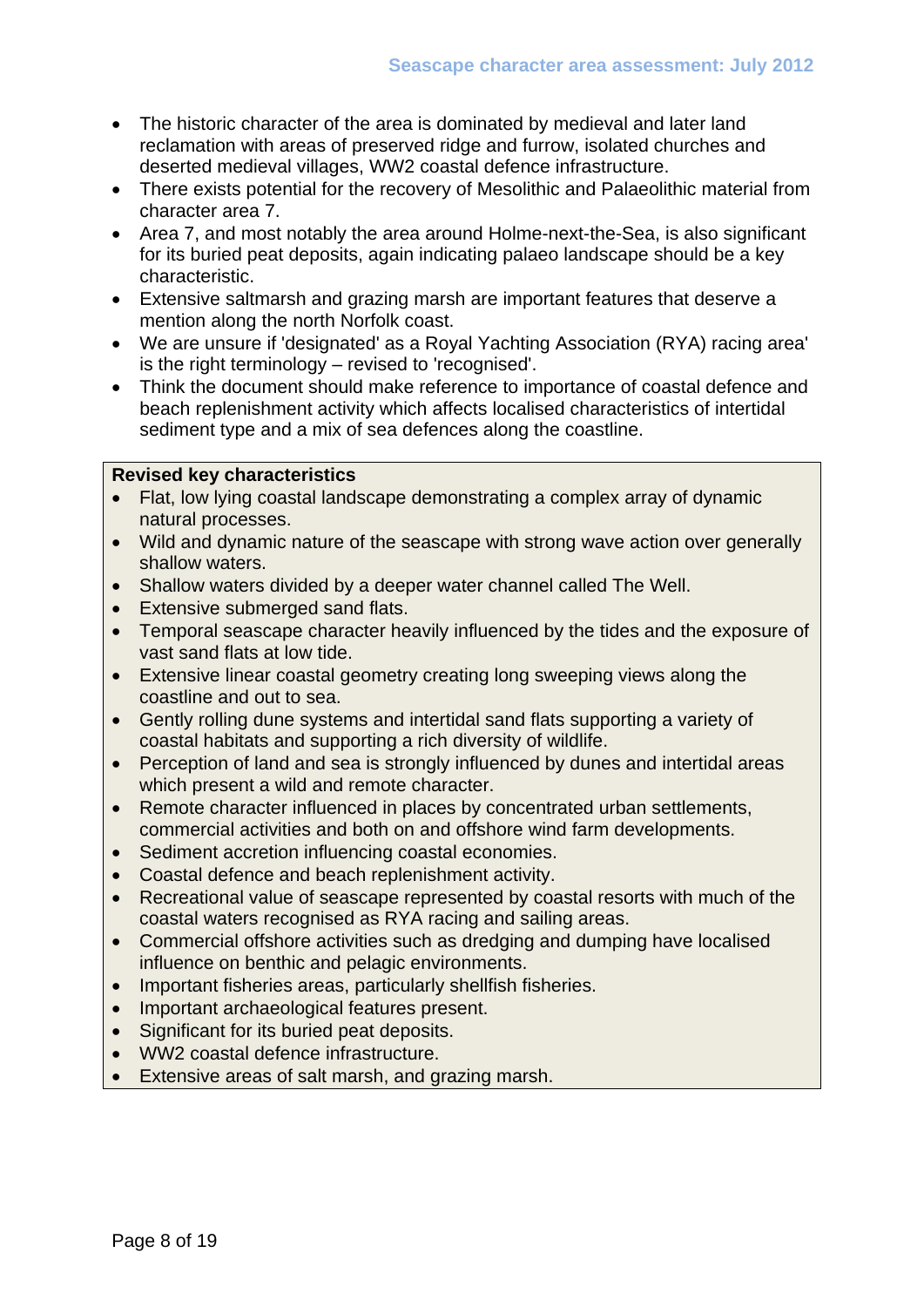- The historic character of the area is dominated by medieval and later land reclamation with areas of preserved ridge and furrow, isolated churches and deserted medieval villages, WW2 coastal defence infrastructure.
- There exists potential for the recovery of Mesolithic and Palaeolithic material from character area 7.
- Area 7, and most notably the area around Holme-next-the-Sea, is also significant for its buried peat deposits, again indicating palaeo landscape should be a key characteristic.
- Extensive saltmarsh and grazing marsh are important features that deserve a mention along the north Norfolk coast.
- We are unsure if 'designated' as a Royal Yachting Association (RYA) racing area' is the right terminology – revised to 'recognised'.
- Think the document should make reference to importance of coastal defence and beach replenishment activity which affects localised characteristics of intertidal sediment type and a mix of sea defences along the coastline.

**Revised key characteristics**

- Flat, low lying coastal landscape demonstrating a complex array of dynamic natural processes.
- Wild and dynamic nature of the seascape with strong wave action over generally shallow waters.
- Shallow waters divided by a deeper water channel called The Well.
- Extensive submerged sand flats.
- Temporal seascape character heavily influenced by the tides and the exposure of vast sand flats at low tide.
- Extensive linear coastal geometry creating long sweeping views along the coastline and out to sea.
- Gently rolling dune systems and intertidal sand flats supporting a variety of coastal habitats and supporting a rich diversity of wildlife.
- Perception of land and sea is strongly influenced by dunes and intertidal areas which present a wild and remote character.
- Remote character influenced in places by concentrated urban settlements, commercial activities and both on and offshore wind farm developments.
- Sediment accretion influencing coastal economies.
- Coastal defence and beach replenishment activity.
- Recreational value of seascape represented by coastal resorts with much of the coastal waters recognised as RYA racing and sailing areas.
- Commercial offshore activities such as dredging and dumping have localised influence on benthic and pelagic environments.
- Important fisheries areas, particularly shellfish fisheries.
- Important archaeological features present.
- Significant for its buried peat deposits.
- WW2 coastal defence infrastructure.
- Extensive areas of salt marsh, and grazing marsh.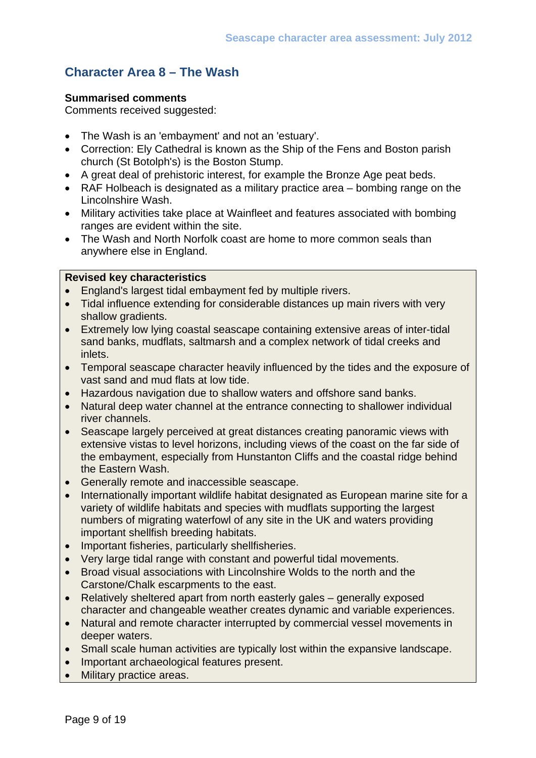## Character Area 8 – The Wash

**Summarised comments**
Comments received suggested:

- The Wash is an 'embayment' and not an 'estuary'.
- Correction: Ely Cathedral is known as the Ship of the Fens and Boston parish church (St Botolph's) is the Boston Stump.
- A great deal of prehistoric interest, for example the Bronze Age peat beds.
- RAF Holbeach is designated as a military practice area – bombing range on the Lincolnshire Wash.
- Military activities take place at Wainfleet and features associated with bombing ranges are evident within the site.
- The Wash and North Norfolk coast are home to more common seals than anywhere else in England.

**Revised key characteristics**

- England's largest tidal embayment fed by multiple rivers.
- Tidal influence extending for considerable distances up main rivers with very shallow gradients.
- Extremely low lying coastal seascape containing extensive areas of inter-tidal sand banks, mudflats, saltmarsh and a complex network of tidal creeks and inlets.
- Temporal seascape character heavily influenced by the tides and the exposure of vast sand and mud flats at low tide.
- Hazardous navigation due to shallow waters and offshore sand banks.
- Natural deep water channel at the entrance connecting to shallower individual river channels.
- Seascape largely perceived at great distances creating panoramic views with extensive vistas to level horizons, including views of the coast on the far side of the embayment, especially from Hunstanton Cliffs and the coastal ridge behind the Eastern Wash.
- Generally remote and inaccessible seascape.
- Internationally important wildlife habitat designated as European marine site for a variety of wildlife habitats and species with mudflats supporting the largest numbers of migrating waterfowl of any site in the UK and waters providing important shellfish breeding habitats.
- Important fisheries, particularly shellfisheries.
- Very large tidal range with constant and powerful tidal movements.
- Broad visual associations with Lincolnshire Wolds to the north and the Carstone/Chalk escarpments to the east.
- Relatively sheltered apart from north easterly gales – generally exposed character and changeable weather creates dynamic and variable experiences.
- Natural and remote character interrupted by commercial vessel movements in deeper waters.
- Small scale human activities are typically lost within the expansive landscape.
- Important archaeological features present.
- Military practice areas.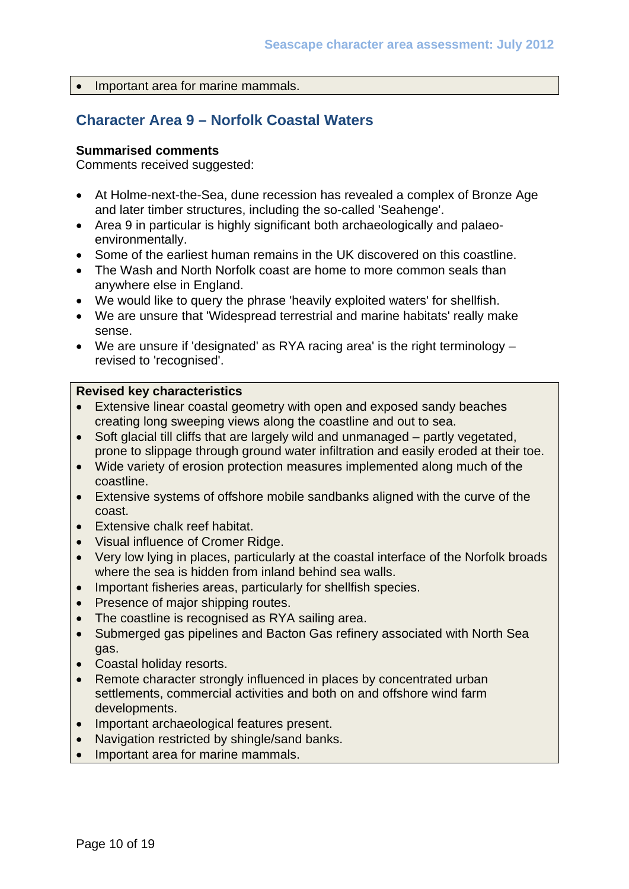- Important area for marine mammals.

## Character Area 9 – Norfolk Coastal Waters

**Summarised comments**
Comments received suggested:

- At Holme-next-the-Sea, dune recession has revealed a complex of Bronze Age and later timber structures, including the so-called 'Seahenge'.
- Area 9 in particular is highly significant both archaeologically and palaeo-environmentally.
- Some of the earliest human remains in the UK discovered on this coastline.
- The Wash and North Norfolk coast are home to more common seals than anywhere else in England.
- We would like to query the phrase 'heavily exploited waters' for shellfish.
- We are unsure that 'Widespread terrestrial and marine habitats' really make sense.
- We are unsure if 'designated' as RYA racing area' is the right terminology – revised to 'recognised'.

**Revised key characteristics**

- Extensive linear coastal geometry with open and exposed sandy beaches creating long sweeping views along the coastline and out to sea.
- Soft glacial till cliffs that are largely wild and unmanaged – partly vegetated, prone to slippage through ground water infiltration and easily eroded at their toe.
- Wide variety of erosion protection measures implemented along much of the coastline.
- Extensive systems of offshore mobile sandbanks aligned with the curve of the coast.
- Extensive chalk reef habitat.
- Visual influence of Cromer Ridge.
- Very low lying in places, particularly at the coastal interface of the Norfolk broads where the sea is hidden from inland behind sea walls.
- Important fisheries areas, particularly for shellfish species.
- Presence of major shipping routes.
- The coastline is recognised as RYA sailing area.
- Submerged gas pipelines and Bacton Gas refinery associated with North Sea gas.
- Coastal holiday resorts.
- Remote character strongly influenced in places by concentrated urban settlements, commercial activities and both on and offshore wind farm developments.
- Important archaeological features present.
- Navigation restricted by shingle/sand banks.
- Important area for marine mammals.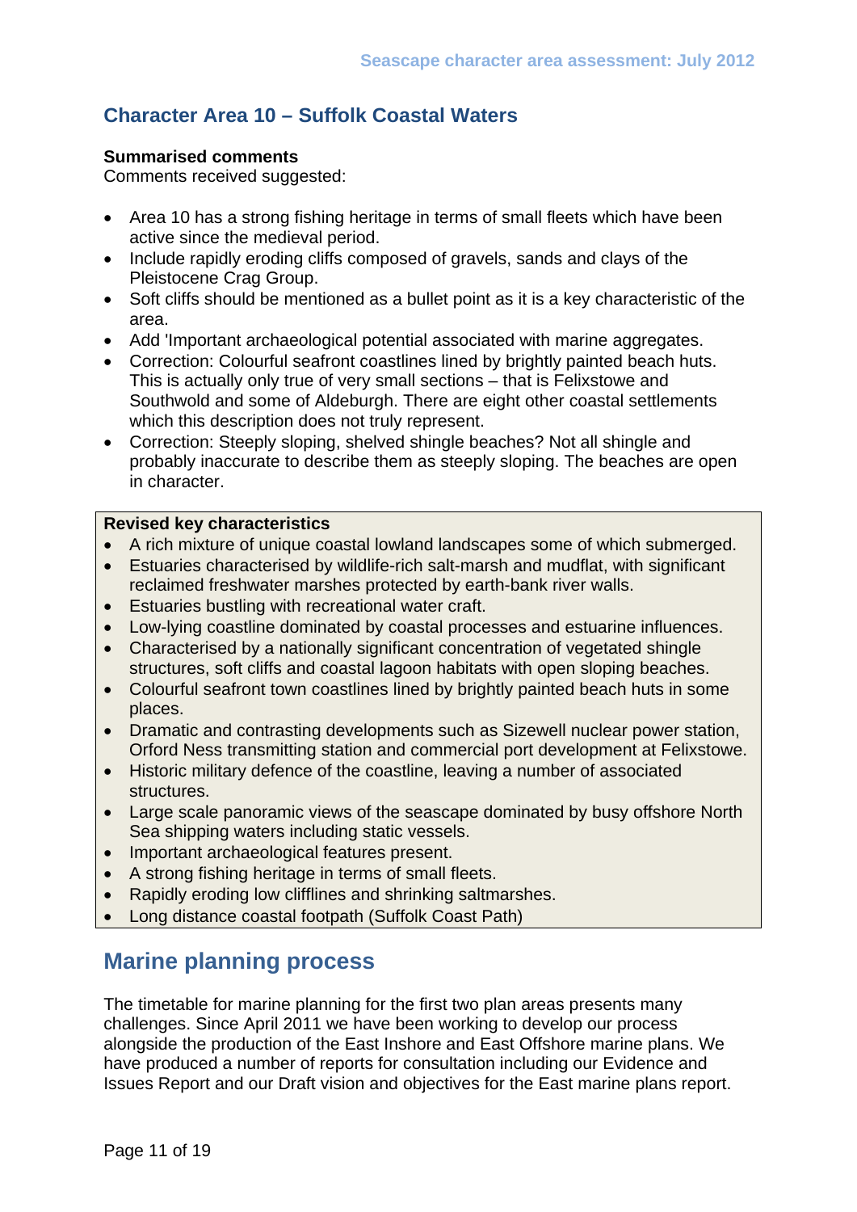## Character Area 10 – Suffolk Coastal Waters

**Summarised comments**
Comments received suggested:

- Area 10 has a strong fishing heritage in terms of small fleets which have been active since the medieval period.
- Include rapidly eroding cliffs composed of gravels, sands and clays of the Pleistocene Crag Group.
- Soft cliffs should be mentioned as a bullet point as it is a key characteristic of the area.
- Add 'Important archaeological potential associated with marine aggregates.
- Correction: Colourful seafront coastlines lined by brightly painted beach huts. This is actually only true of very small sections – that is Felixstowe and Southwold and some of Aldeburgh. There are eight other coastal settlements which this description does not truly represent.
- Correction: Steeply sloping, shelved shingle beaches? Not all shingle and probably inaccurate to describe them as steeply sloping. The beaches are open in character.

**Revised key characteristics**

- A rich mixture of unique coastal lowland landscapes some of which submerged.
- Estuaries characterised by wildlife-rich salt-marsh and mudflat, with significant reclaimed freshwater marshes protected by earth-bank river walls.
- Estuaries bustling with recreational water craft.
- Low-lying coastline dominated by coastal processes and estuarine influences.
- Characterised by a nationally significant concentration of vegetated shingle structures, soft cliffs and coastal lagoon habitats with open sloping beaches.
- Colourful seafront town coastlines lined by brightly painted beach huts in some places.
- Dramatic and contrasting developments such as Sizewell nuclear power station, Orford Ness transmitting station and commercial port development at Felixstowe.
- Historic military defence of the coastline, leaving a number of associated structures.
- Large scale panoramic views of the seascape dominated by busy offshore North Sea shipping waters including static vessels.
- Important archaeological features present.
- A strong fishing heritage in terms of small fleets.
- Rapidly eroding low clifflines and shrinking saltmarshes.
- Long distance coastal footpath (Suffolk Coast Path)

# Marine planning process

The timetable for marine planning for the first two plan areas presents many challenges. Since April 2011 we have been working to develop our process alongside the production of the East Inshore and East Offshore marine plans. We have produced a number of reports for consultation including our Evidence and Issues Report and our Draft vision and objectives for the East marine plans report.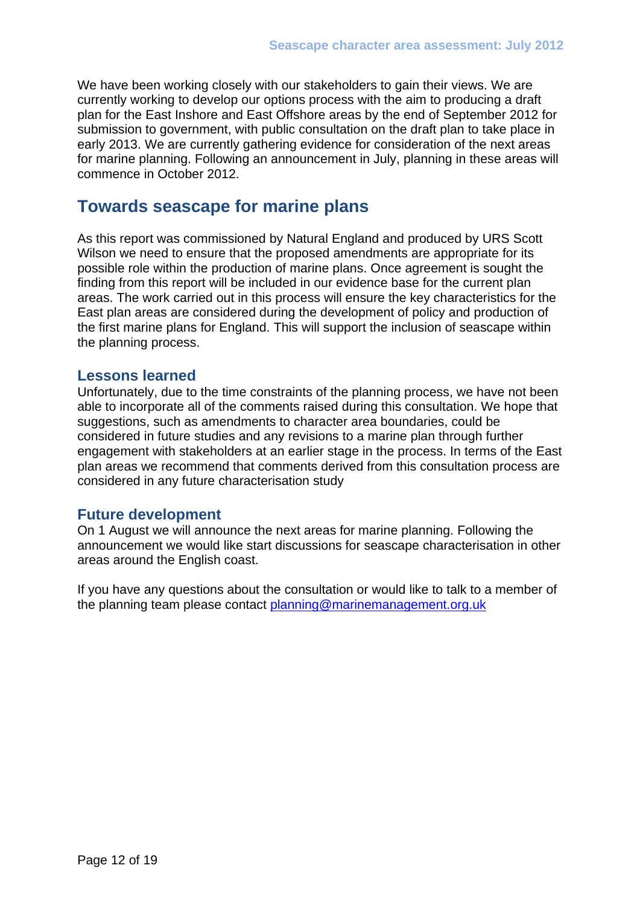We have been working closely with our stakeholders to gain their views. We are currently working to develop our options process with the aim to producing a draft plan for the East Inshore and East Offshore areas by the end of September 2012 for submission to government, with public consultation on the draft plan to take place in early 2013. We are currently gathering evidence for consideration of the next areas for marine planning. Following an announcement in July, planning in these areas will commence in October 2012.

## Towards seascape for marine plans

As this report was commissioned by Natural England and produced by URS Scott Wilson we need to ensure that the proposed amendments are appropriate for its possible role within the production of marine plans. Once agreement is sought the finding from this report will be included in our evidence base for the current plan areas. The work carried out in this process will ensure the key characteristics for the East plan areas are considered during the development of policy and production of the first marine plans for England. This will support the inclusion of seascape within the planning process.

### Lessons learned

Unfortunately, due to the time constraints of the planning process, we have not been able to incorporate all of the comments raised during this consultation. We hope that suggestions, such as amendments to character area boundaries, could be considered in future studies and any revisions to a marine plan through further engagement with stakeholders at an earlier stage in the process. In terms of the East plan areas we recommend that comments derived from this consultation process are considered in any future characterisation study

### Future development

On 1 August we will announce the next areas for marine planning. Following the announcement we would like start discussions for seascape characterisation in other areas around the English coast.

If you have any questions about the consultation or would like to talk to a member of the planning team please contact [planning@marinemanagement.org.uk](mailto:planning@marinemanagement.org.uk)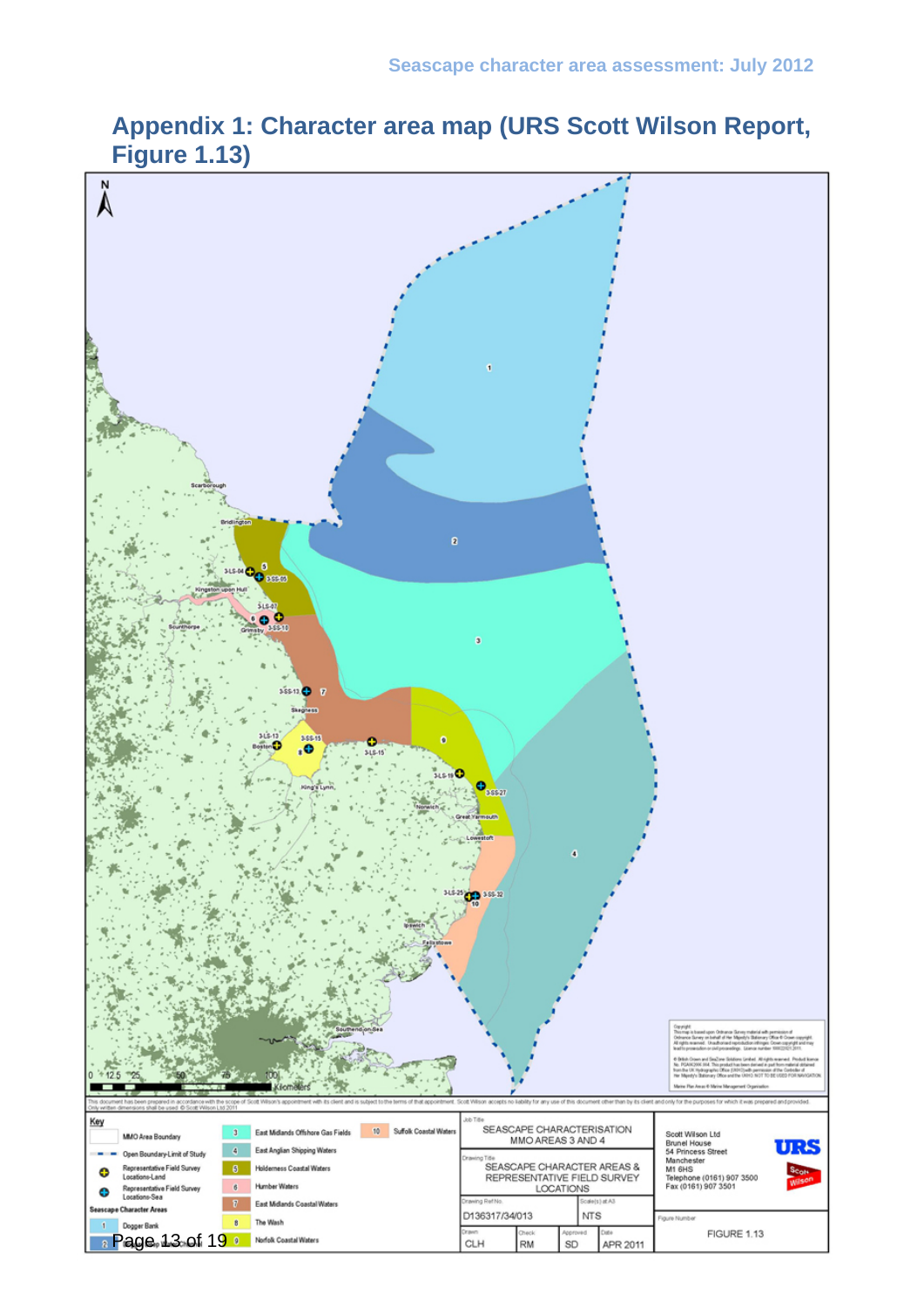# Appendix 1: Character area map (URS Scott Wilson Report, Figure 1.13)

This document has been prepared in accordance with the scope of Scott Wilson's appointment with its client and is subject to the terms of that appointment. Scott Wilson accepts no liability for any use of this document other than by its client and only for the purposes for which it was prepared and provided. Only written dimensions shall be used. © Scott Wilson Ltd 2011

**Key**

- MMO Area Boundary
- Open Boundary-Limit of Study
- Representative Field Survey Locations-Land
- Representative Field Survey Locations-Sea

**Seascape Character Areas**

1. Dogger Bank
2. Dogger Bank Transitional
3. East Midlands Offshore Gas Fields
4. East Anglian Shipping Waters
5. Holderness Coastal Waters
6. Humber Waters
7. East Midlands Coastal Waters
8. The Wash
9. Norfolk Coastal Waters
10. Suffolk Coastal Waters

| | |
|---|---|
| Job Title | SEASCAPE CHARACTERISATION MMO AREAS 3 AND 4 |
| Drawing Title | SEASCAPE CHARACTER AREAS & REPRESENTATIVE FIELD SURVEY LOCATIONS |
| Drawing Ref No. | D136317/34/013 |
| Scale(s) at A3 | NTS |
| Drawn | CLH |
| Check | RM |
| Approved | SD |
| Date | APR 2011 |
| Figure Number | FIGURE 1.13 |

Scott Wilson Ltd
Brunel House
54 Princess Street
Manchester
M1 6HS
Telephone (0161) 907 3500
Fax (0161) 907 3501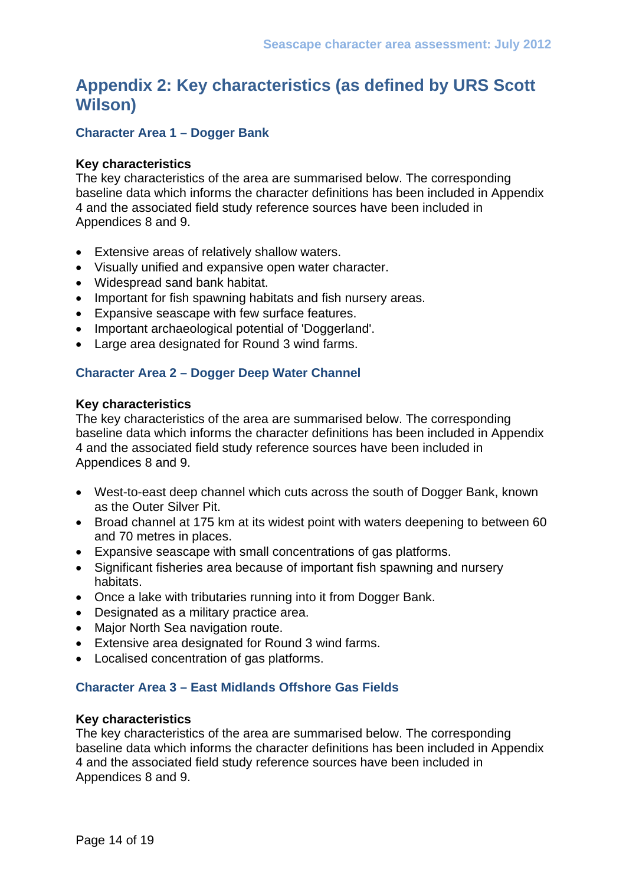# Appendix 2: Key characteristics (as defined by URS Scott Wilson)

## Character Area 1 – Dogger Bank

**Key characteristics**

The key characteristics of the area are summarised below. The corresponding baseline data which informs the character definitions has been included in Appendix 4 and the associated field study reference sources have been included in Appendices 8 and 9.

- Extensive areas of relatively shallow waters.
- Visually unified and expansive open water character.
- Widespread sand bank habitat.
- Important for fish spawning habitats and fish nursery areas.
- Expansive seascape with few surface features.
- Important archaeological potential of 'Doggerland'.
- Large area designated for Round 3 wind farms.

## Character Area 2 – Dogger Deep Water Channel

**Key characteristics**

The key characteristics of the area are summarised below. The corresponding baseline data which informs the character definitions has been included in Appendix 4 and the associated field study reference sources have been included in Appendices 8 and 9.

- West-to-east deep channel which cuts across the south of Dogger Bank, known as the Outer Silver Pit.
- Broad channel at 175 km at its widest point with waters deepening to between 60 and 70 metres in places.
- Expansive seascape with small concentrations of gas platforms.
- Significant fisheries area because of important fish spawning and nursery habitats.
- Once a lake with tributaries running into it from Dogger Bank.
- Designated as a military practice area.
- Major North Sea navigation route.
- Extensive area designated for Round 3 wind farms.
- Localised concentration of gas platforms.

## Character Area 3 – East Midlands Offshore Gas Fields

**Key characteristics**

The key characteristics of the area are summarised below. The corresponding baseline data which informs the character definitions has been included in Appendix 4 and the associated field study reference sources have been included in Appendices 8 and 9.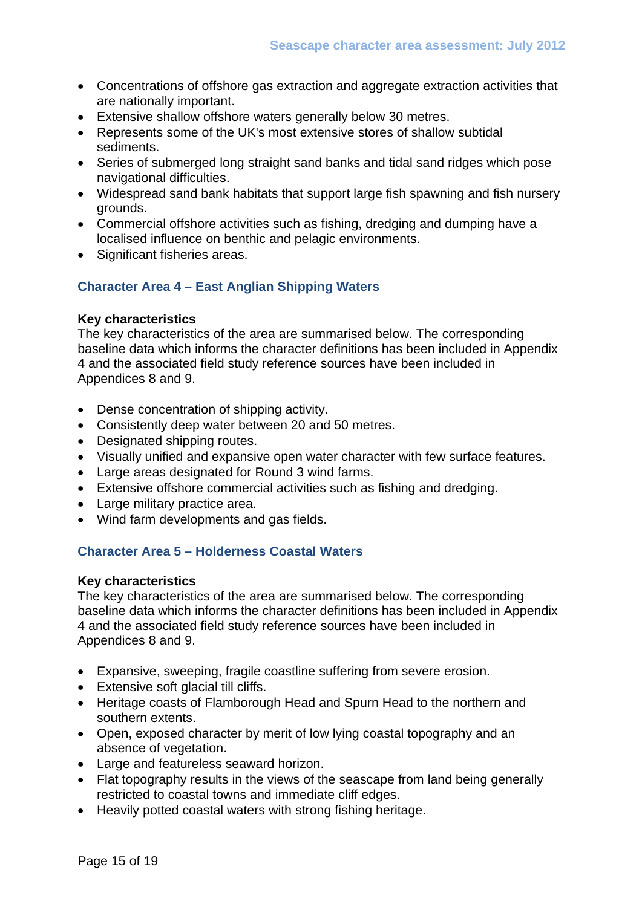- Concentrations of offshore gas extraction and aggregate extraction activities that are nationally important.
- Extensive shallow offshore waters generally below 30 metres.
- Represents some of the UK's most extensive stores of shallow subtidal sediments.
- Series of submerged long straight sand banks and tidal sand ridges which pose navigational difficulties.
- Widespread sand bank habitats that support large fish spawning and fish nursery grounds.
- Commercial offshore activities such as fishing, dredging and dumping have a localised influence on benthic and pelagic environments.
- Significant fisheries areas.

### Character Area 4 – East Anglian Shipping Waters

**Key characteristics**
The key characteristics of the area are summarised below. The corresponding baseline data which informs the character definitions has been included in Appendix 4 and the associated field study reference sources have been included in Appendices 8 and 9.

- Dense concentration of shipping activity.
- Consistently deep water between 20 and 50 metres.
- Designated shipping routes.
- Visually unified and expansive open water character with few surface features.
- Large areas designated for Round 3 wind farms.
- Extensive offshore commercial activities such as fishing and dredging.
- Large military practice area.
- Wind farm developments and gas fields.

### Character Area 5 – Holderness Coastal Waters

**Key characteristics**
The key characteristics of the area are summarised below. The corresponding baseline data which informs the character definitions has been included in Appendix 4 and the associated field study reference sources have been included in Appendices 8 and 9.

- Expansive, sweeping, fragile coastline suffering from severe erosion.
- Extensive soft glacial till cliffs.
- Heritage coasts of Flamborough Head and Spurn Head to the northern and southern extents.
- Open, exposed character by merit of low lying coastal topography and an absence of vegetation.
- Large and featureless seaward horizon.
- Flat topography results in the views of the seascape from land being generally restricted to coastal towns and immediate cliff edges.
- Heavily potted coastal waters with strong fishing heritage.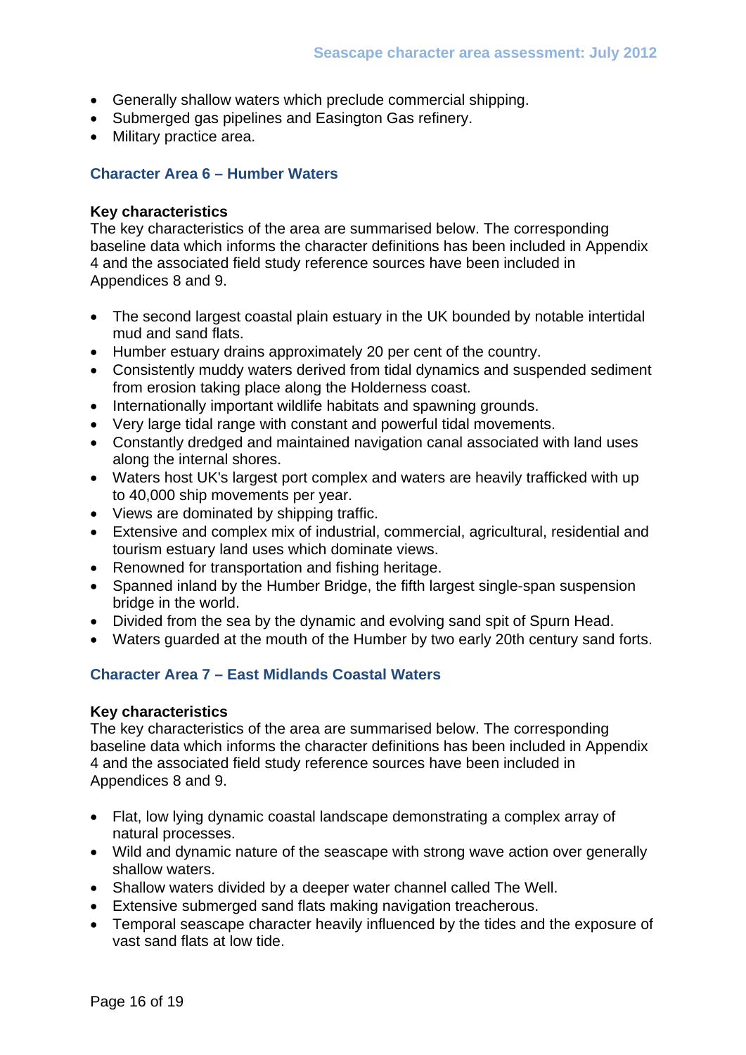- Generally shallow waters which preclude commercial shipping.
- Submerged gas pipelines and Easington Gas refinery.
- Military practice area.

## Character Area 6 – Humber Waters

**Key characteristics**

The key characteristics of the area are summarised below. The corresponding baseline data which informs the character definitions has been included in Appendix 4 and the associated field study reference sources have been included in Appendices 8 and 9.

- The second largest coastal plain estuary in the UK bounded by notable intertidal mud and sand flats.
- Humber estuary drains approximately 20 per cent of the country.
- Consistently muddy waters derived from tidal dynamics and suspended sediment from erosion taking place along the Holderness coast.
- Internationally important wildlife habitats and spawning grounds.
- Very large tidal range with constant and powerful tidal movements.
- Constantly dredged and maintained navigation canal associated with land uses along the internal shores.
- Waters host UK's largest port complex and waters are heavily trafficked with up to 40,000 ship movements per year.
- Views are dominated by shipping traffic.
- Extensive and complex mix of industrial, commercial, agricultural, residential and tourism estuary land uses which dominate views.
- Renowned for transportation and fishing heritage.
- Spanned inland by the Humber Bridge, the fifth largest single-span suspension bridge in the world.
- Divided from the sea by the dynamic and evolving sand spit of Spurn Head.
- Waters guarded at the mouth of the Humber by two early 20th century sand forts.

## Character Area 7 – East Midlands Coastal Waters

**Key characteristics**

The key characteristics of the area are summarised below. The corresponding baseline data which informs the character definitions has been included in Appendix 4 and the associated field study reference sources have been included in Appendices 8 and 9.

- Flat, low lying dynamic coastal landscape demonstrating a complex array of natural processes.
- Wild and dynamic nature of the seascape with strong wave action over generally shallow waters.
- Shallow waters divided by a deeper water channel called The Well.
- Extensive submerged sand flats making navigation treacherous.
- Temporal seascape character heavily influenced by the tides and the exposure of vast sand flats at low tide.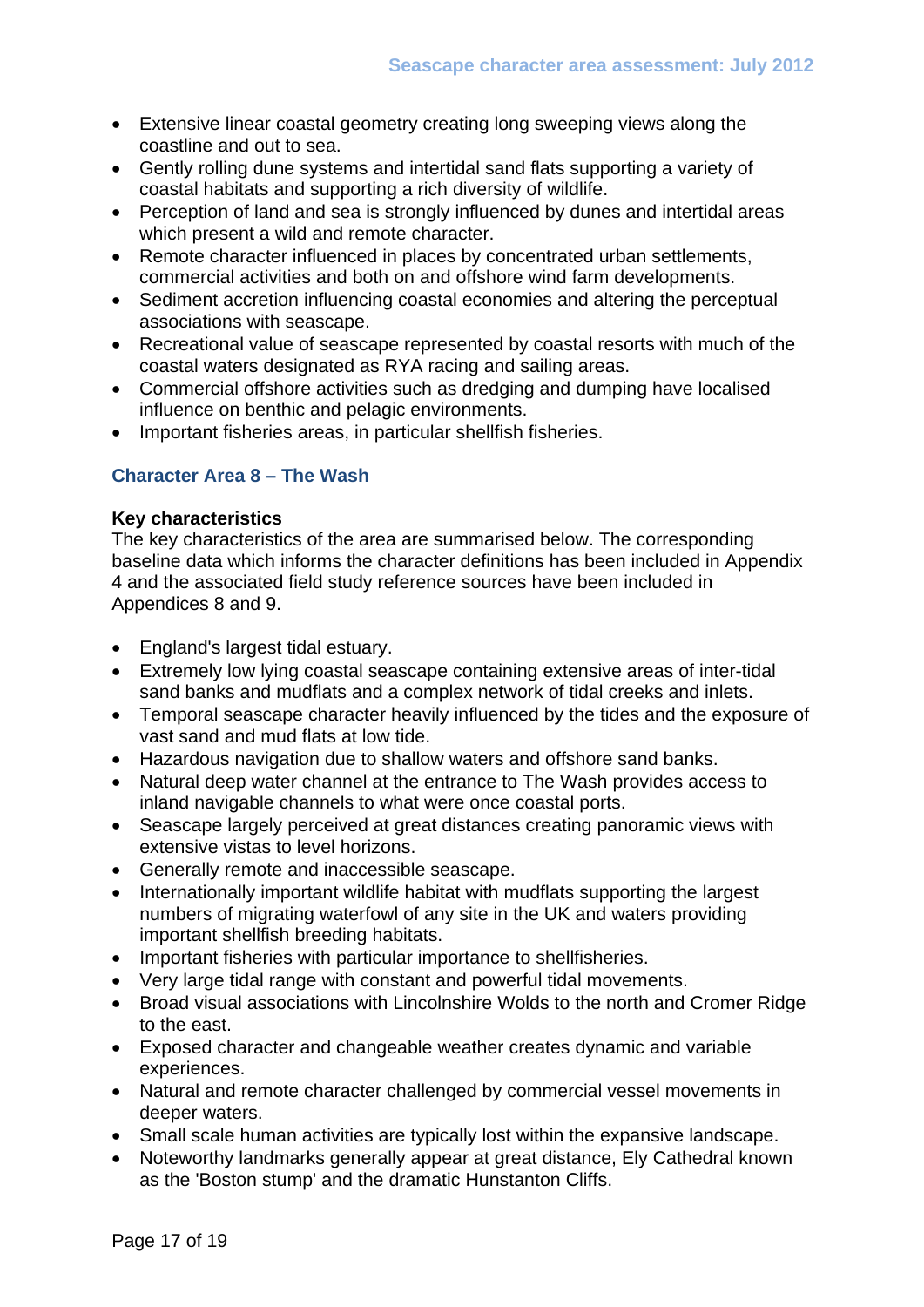- Extensive linear coastal geometry creating long sweeping views along the coastline and out to sea.
- Gently rolling dune systems and intertidal sand flats supporting a variety of coastal habitats and supporting a rich diversity of wildlife.
- Perception of land and sea is strongly influenced by dunes and intertidal areas which present a wild and remote character.
- Remote character influenced in places by concentrated urban settlements, commercial activities and both on and offshore wind farm developments.
- Sediment accretion influencing coastal economies and altering the perceptual associations with seascape.
- Recreational value of seascape represented by coastal resorts with much of the coastal waters designated as RYA racing and sailing areas.
- Commercial offshore activities such as dredging and dumping have localised influence on benthic and pelagic environments.
- Important fisheries areas, in particular shellfish fisheries.

### Character Area 8 – The Wash

**Key characteristics**

The key characteristics of the area are summarised below. The corresponding baseline data which informs the character definitions has been included in Appendix 4 and the associated field study reference sources have been included in Appendices 8 and 9.

- England's largest tidal estuary.
- Extremely low lying coastal seascape containing extensive areas of inter-tidal sand banks and mudflats and a complex network of tidal creeks and inlets.
- Temporal seascape character heavily influenced by the tides and the exposure of vast sand and mud flats at low tide.
- Hazardous navigation due to shallow waters and offshore sand banks.
- Natural deep water channel at the entrance to The Wash provides access to inland navigable channels to what were once coastal ports.
- Seascape largely perceived at great distances creating panoramic views with extensive vistas to level horizons.
- Generally remote and inaccessible seascape.
- Internationally important wildlife habitat with mudflats supporting the largest numbers of migrating waterfowl of any site in the UK and waters providing important shellfish breeding habitats.
- Important fisheries with particular importance to shellfisheries.
- Very large tidal range with constant and powerful tidal movements.
- Broad visual associations with Lincolnshire Wolds to the north and Cromer Ridge to the east.
- Exposed character and changeable weather creates dynamic and variable experiences.
- Natural and remote character challenged by commercial vessel movements in deeper waters.
- Small scale human activities are typically lost within the expansive landscape.
- Noteworthy landmarks generally appear at great distance, Ely Cathedral known as the 'Boston stump' and the dramatic Hunstanton Cliffs.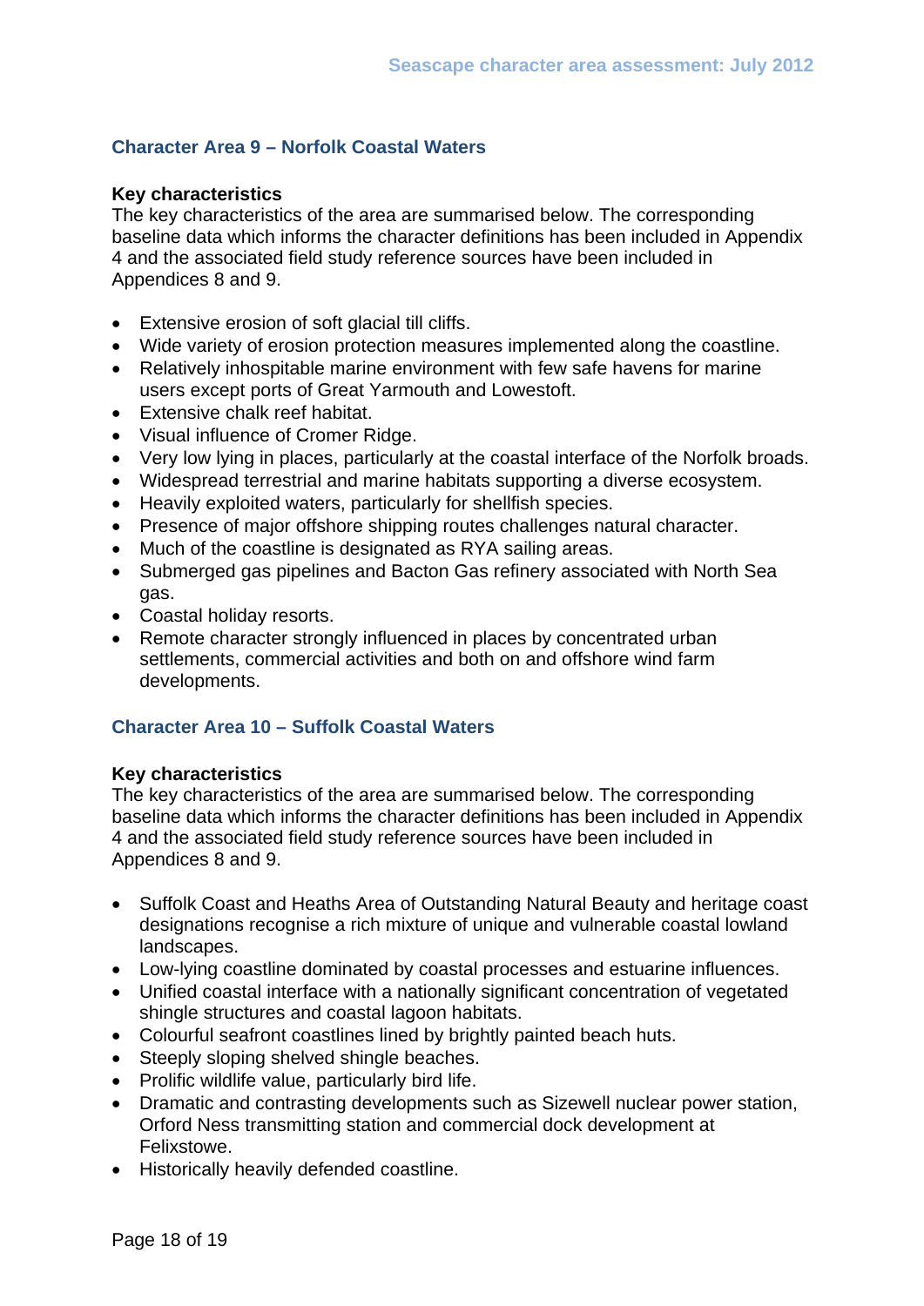### Character Area 9 – Norfolk Coastal Waters

**Key characteristics**

The key characteristics of the area are summarised below. The corresponding baseline data which informs the character definitions has been included in Appendix 4 and the associated field study reference sources have been included in Appendices 8 and 9.

- Extensive erosion of soft glacial till cliffs.
- Wide variety of erosion protection measures implemented along the coastline.
- Relatively inhospitable marine environment with few safe havens for marine users except ports of Great Yarmouth and Lowestoft.
- Extensive chalk reef habitat.
- Visual influence of Cromer Ridge.
- Very low lying in places, particularly at the coastal interface of the Norfolk broads.
- Widespread terrestrial and marine habitats supporting a diverse ecosystem.
- Heavily exploited waters, particularly for shellfish species.
- Presence of major offshore shipping routes challenges natural character.
- Much of the coastline is designated as RYA sailing areas.
- Submerged gas pipelines and Bacton Gas refinery associated with North Sea gas.
- Coastal holiday resorts.
- Remote character strongly influenced in places by concentrated urban settlements, commercial activities and both on and offshore wind farm developments.

### Character Area 10 – Suffolk Coastal Waters

**Key characteristics**

The key characteristics of the area are summarised below. The corresponding baseline data which informs the character definitions has been included in Appendix 4 and the associated field study reference sources have been included in Appendices 8 and 9.

- Suffolk Coast and Heaths Area of Outstanding Natural Beauty and heritage coast designations recognise a rich mixture of unique and vulnerable coastal lowland landscapes.
- Low-lying coastline dominated by coastal processes and estuarine influences.
- Unified coastal interface with a nationally significant concentration of vegetated shingle structures and coastal lagoon habitats.
- Colourful seafront coastlines lined by brightly painted beach huts.
- Steeply sloping shelved shingle beaches.
- Prolific wildlife value, particularly bird life.
- Dramatic and contrasting developments such as Sizewell nuclear power station, Orford Ness transmitting station and commercial dock development at Felixstowe.
- Historically heavily defended coastline.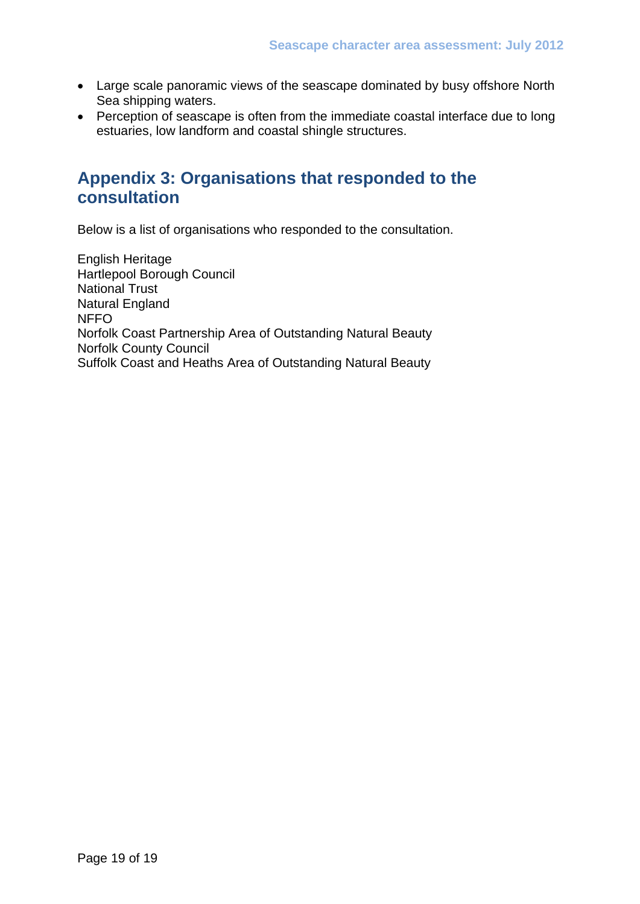- Large scale panoramic views of the seascape dominated by busy offshore North Sea shipping waters.
- Perception of seascape is often from the immediate coastal interface due to long estuaries, low landform and coastal shingle structures.

## Appendix 3: Organisations that responded to the consultation

Below is a list of organisations who responded to the consultation.

English Heritage
Hartlepool Borough Council
National Trust
Natural England
NFFO
Norfolk Coast Partnership Area of Outstanding Natural Beauty
Norfolk County Council
Suffolk Coast and Heaths Area of Outstanding Natural Beauty